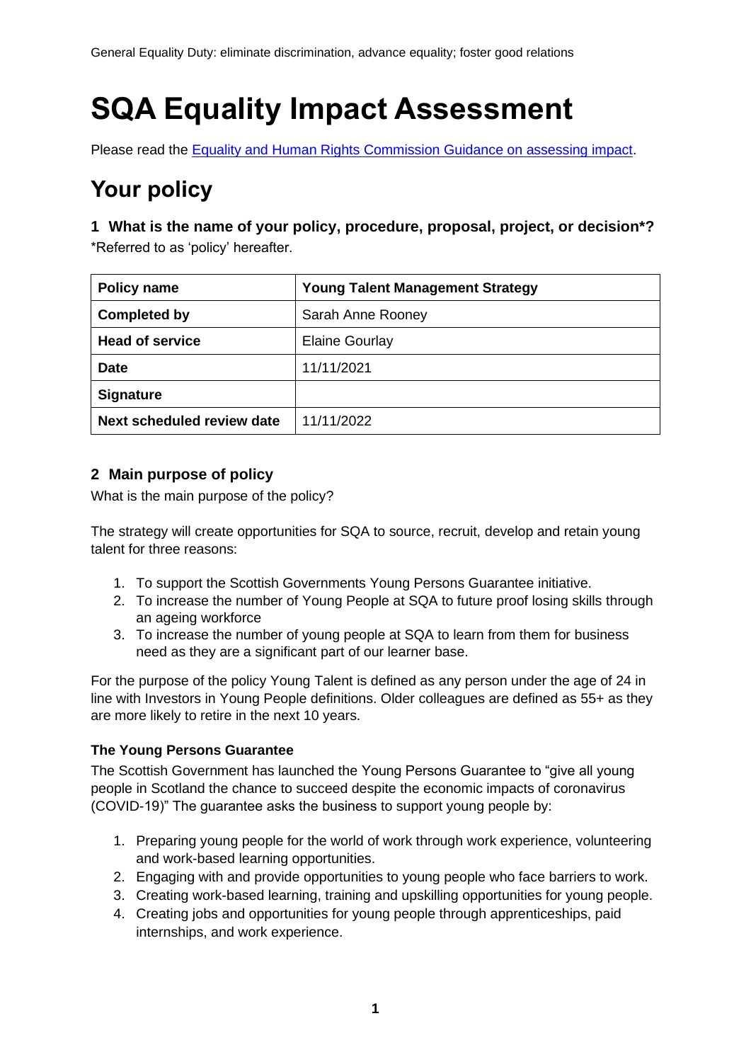General Equality Duty: eliminate discrimination, advance equality; foster good relations

# SQA Equality Impact Assessment

Please read the [Equality and Human Rights Commission Guidance on assessing impact](#).

## Your policy

### 1 What is the name of your policy, procedure, proposal, project, or decision*?

*Referred to as 'policy' hereafter.

| | |
|---|---|
| **Policy name** | **Young Talent Management Strategy** |
| **Completed by** | Sarah Anne Rooney |
| **Head of service** | Elaine Gourlay |
| **Date** | 11/11/2021 |
| **Signature** | |
| **Next scheduled review date** | 11/11/2022 |

### 2 Main purpose of policy

What is the main purpose of the policy?

The strategy will create opportunities for SQA to source, recruit, develop and retain young talent for three reasons:

1. To support the Scottish Governments Young Persons Guarantee initiative.
2. To increase the number of Young People at SQA to future proof losing skills through an ageing workforce
3. To increase the number of young people at SQA to learn from them for business need as they are a significant part of our learner base.

For the purpose of the policy Young Talent is defined as any person under the age of 24 in line with Investors in Young People definitions. Older colleagues are defined as 55+ as they are more likely to retire in the next 10 years.

**The Young Persons Guarantee**

The Scottish Government has launched the Young Persons Guarantee to "give all young people in Scotland the chance to succeed despite the economic impacts of coronavirus (COVID-19)" The guarantee asks the business to support young people by:

1. Preparing young people for the world of work through work experience, volunteering and work-based learning opportunities.
2. Engaging with and provide opportunities to young people who face barriers to work.
3. Creating work-based learning, training and upskilling opportunities for young people.
4. Creating jobs and opportunities for young people through apprenticeships, paid internships, and work experience.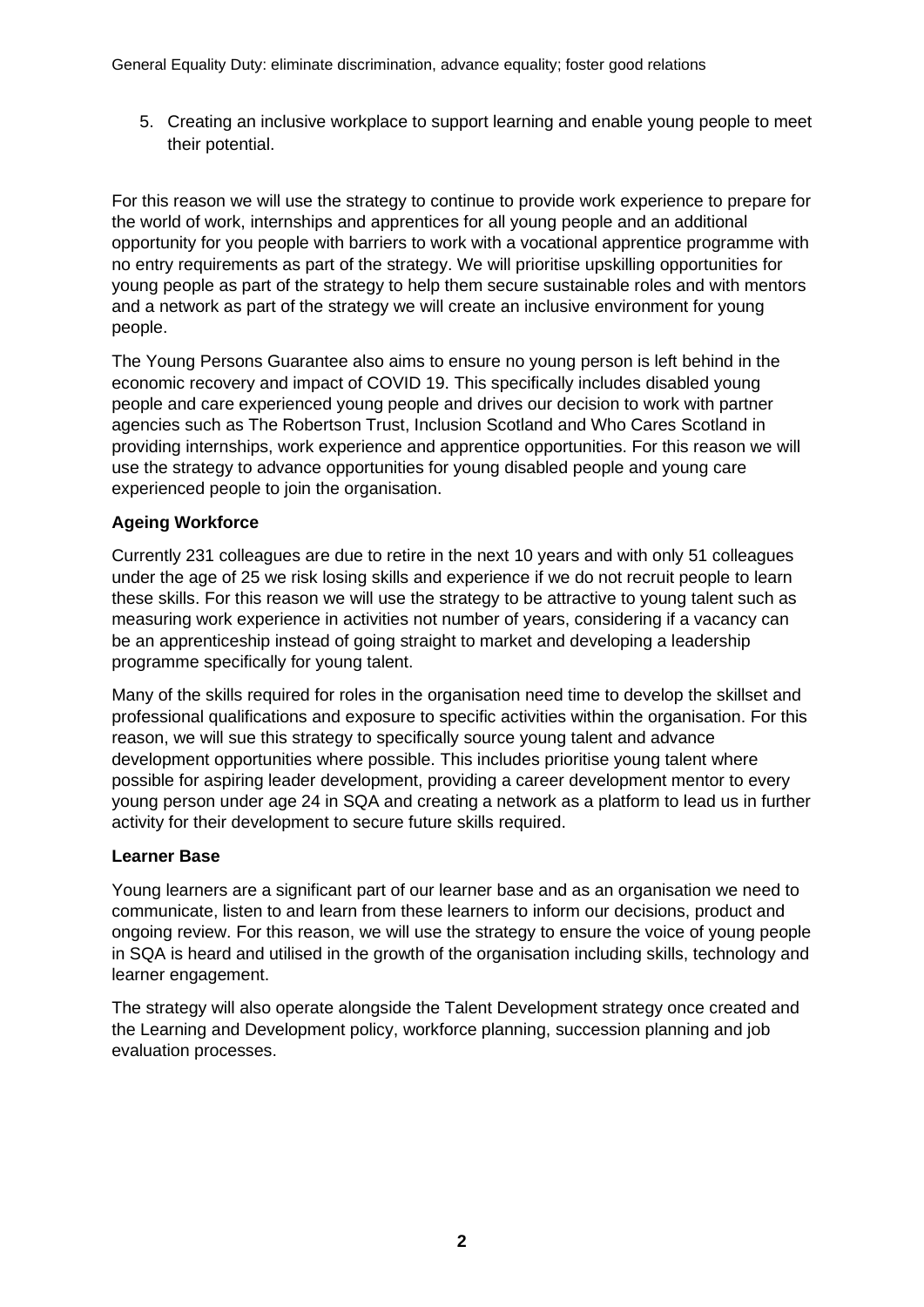General Equality Duty: eliminate discrimination, advance equality; foster good relations

5. Creating an inclusive workplace to support learning and enable young people to meet their potential.

For this reason we will use the strategy to continue to provide work experience to prepare for the world of work, internships and apprentices for all young people and an additional opportunity for you people with barriers to work with a vocational apprentice programme with no entry requirements as part of the strategy. We will prioritise upskilling opportunities for young people as part of the strategy to help them secure sustainable roles and with mentors and a network as part of the strategy we will create an inclusive environment for young people.

The Young Persons Guarantee also aims to ensure no young person is left behind in the economic recovery and impact of COVID 19. This specifically includes disabled young people and care experienced young people and drives our decision to work with partner agencies such as The Robertson Trust, Inclusion Scotland and Who Cares Scotland in providing internships, work experience and apprentice opportunities. For this reason we will use the strategy to advance opportunities for young disabled people and young care experienced people to join the organisation.

**Ageing Workforce**

Currently 231 colleagues are due to retire in the next 10 years and with only 51 colleagues under the age of 25 we risk losing skills and experience if we do not recruit people to learn these skills. For this reason we will use the strategy to be attractive to young talent such as measuring work experience in activities not number of years, considering if a vacancy can be an apprenticeship instead of going straight to market and developing a leadership programme specifically for young talent.

Many of the skills required for roles in the organisation need time to develop the skillset and professional qualifications and exposure to specific activities within the organisation. For this reason, we will sue this strategy to specifically source young talent and advance development opportunities where possible. This includes prioritise young talent where possible for aspiring leader development, providing a career development mentor to every young person under age 24 in SQA and creating a network as a platform to lead us in further activity for their development to secure future skills required.

**Learner Base**

Young learners are a significant part of our learner base and as an organisation we need to communicate, listen to and learn from these learners to inform our decisions, product and ongoing review. For this reason, we will use the strategy to ensure the voice of young people in SQA is heard and utilised in the growth of the organisation including skills, technology and learner engagement.

The strategy will also operate alongside the Talent Development strategy once created and the Learning and Development policy, workforce planning, succession planning and job evaluation processes.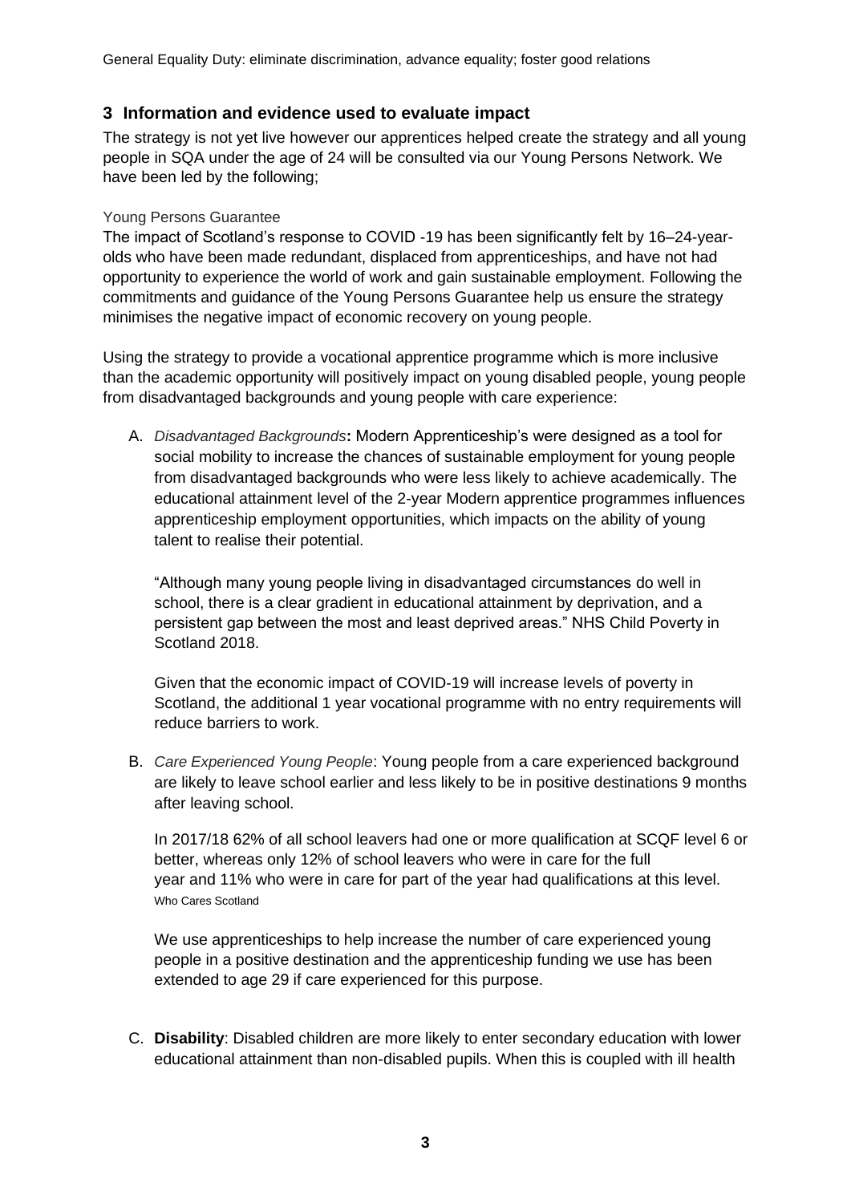## 3 Information and evidence used to evaluate impact

The strategy is not yet live however our apprentices helped create the strategy and all young people in SQA under the age of 24 will be consulted via our Young Persons Network. We have been led by the following;

### Young Persons Guarantee

The impact of Scotland's response to COVID -19 has been significantly felt by 16–24-year-olds who have been made redundant, displaced from apprenticeships, and have not had opportunity to experience the world of work and gain sustainable employment. Following the commitments and guidance of the Young Persons Guarantee help us ensure the strategy minimises the negative impact of economic recovery on young people.

Using the strategy to provide a vocational apprentice programme which is more inclusive than the academic opportunity will positively impact on young disabled people, young people from disadvantaged backgrounds and young people with care experience:

A. *Disadvantaged Backgrounds*: Modern Apprenticeship's were designed as a tool for social mobility to increase the chances of sustainable employment for young people from disadvantaged backgrounds who were less likely to achieve academically. The educational attainment level of the 2-year Modern apprentice programmes influences apprenticeship employment opportunities, which impacts on the ability of young talent to realise their potential.

   "Although many young people living in disadvantaged circumstances do well in school, there is a clear gradient in educational attainment by deprivation, and a persistent gap between the most and least deprived areas." NHS Child Poverty in Scotland 2018.

   Given that the economic impact of COVID-19 will increase levels of poverty in Scotland, the additional 1 year vocational programme with no entry requirements will reduce barriers to work.

B. *Care Experienced Young People*: Young people from a care experienced background are likely to leave school earlier and less likely to be in positive destinations 9 months after leaving school.

   In 2017/18 62% of all school leavers had one or more qualification at SCQF level 6 or better, whereas only 12% of school leavers who were in care for the full year and 11% who were in care for part of the year had qualifications at this level. Who Cares Scotland

   We use apprenticeships to help increase the number of care experienced young people in a positive destination and the apprenticeship funding we use has been extended to age 29 if care experienced for this purpose.

C. **Disability**: Disabled children are more likely to enter secondary education with lower educational attainment than non-disabled pupils. When this is coupled with ill health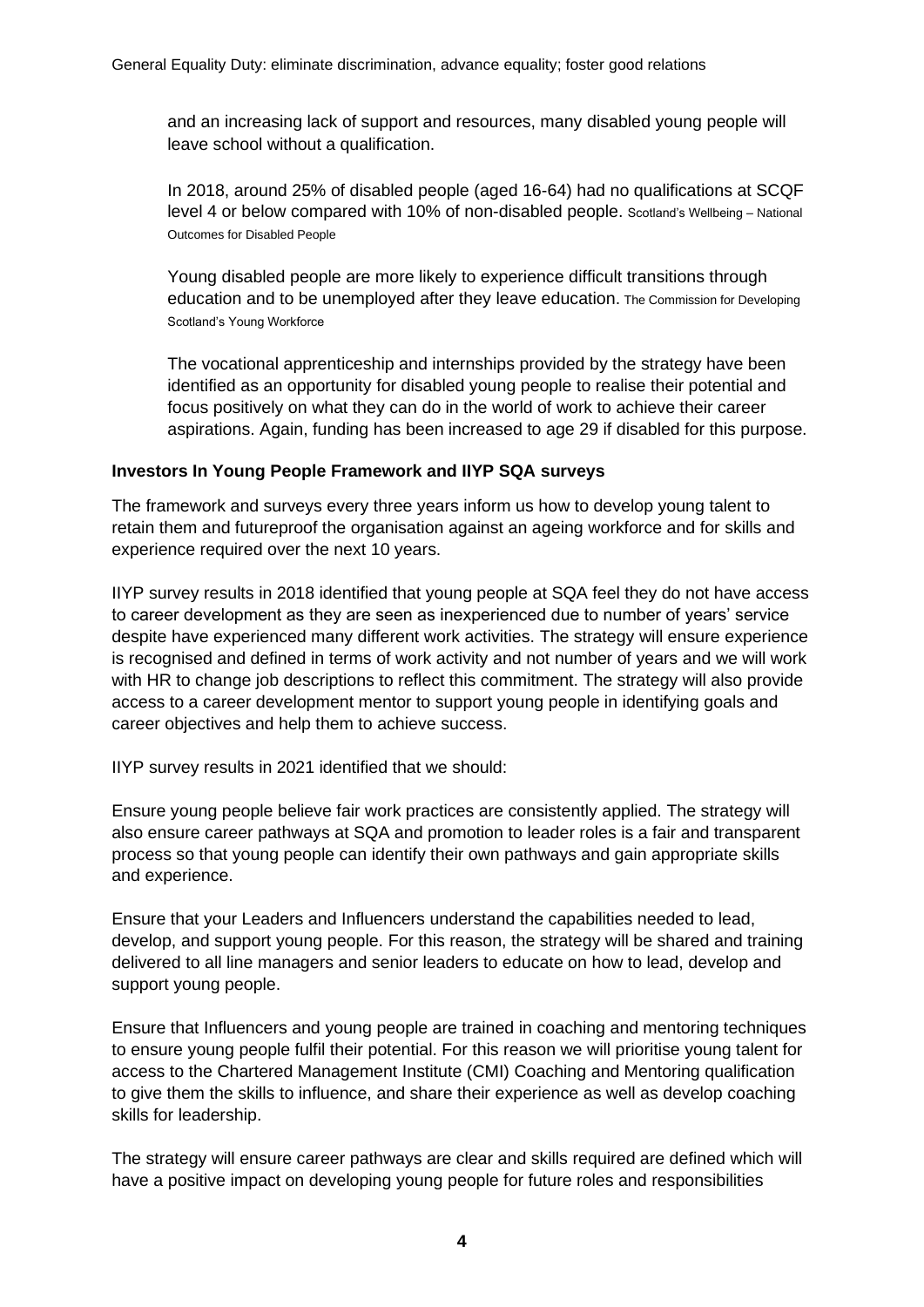and an increasing lack of support and resources, many disabled young people will leave school without a qualification.

In 2018, around 25% of disabled people (aged 16-64) had no qualifications at SCQF level 4 or below compared with 10% of non-disabled people. Scotland's Wellbeing – National Outcomes for Disabled People

Young disabled people are more likely to experience difficult transitions through education and to be unemployed after they leave education. The Commission for Developing Scotland's Young Workforce

The vocational apprenticeship and internships provided by the strategy have been identified as an opportunity for disabled young people to realise their potential and focus positively on what they can do in the world of work to achieve their career aspirations. Again, funding has been increased to age 29 if disabled for this purpose.

**Investors In Young People Framework and IIYP SQA surveys**

The framework and surveys every three years inform us how to develop young talent to retain them and futureproof the organisation against an ageing workforce and for skills and experience required over the next 10 years.

IIYP survey results in 2018 identified that young people at SQA feel they do not have access to career development as they are seen as inexperienced due to number of years' service despite have experienced many different work activities. The strategy will ensure experience is recognised and defined in terms of work activity and not number of years and we will work with HR to change job descriptions to reflect this commitment. The strategy will also provide access to a career development mentor to support young people in identifying goals and career objectives and help them to achieve success.

IIYP survey results in 2021 identified that we should:

Ensure young people believe fair work practices are consistently applied. The strategy will also ensure career pathways at SQA and promotion to leader roles is a fair and transparent process so that young people can identify their own pathways and gain appropriate skills and experience.

Ensure that your Leaders and Influencers understand the capabilities needed to lead, develop, and support young people. For this reason, the strategy will be shared and training delivered to all line managers and senior leaders to educate on how to lead, develop and support young people.

Ensure that Influencers and young people are trained in coaching and mentoring techniques to ensure young people fulfil their potential. For this reason we will prioritise young talent for access to the Chartered Management Institute (CMI) Coaching and Mentoring qualification to give them the skills to influence, and share their experience as well as develop coaching skills for leadership.

The strategy will ensure career pathways are clear and skills required are defined which will have a positive impact on developing young people for future roles and responsibilities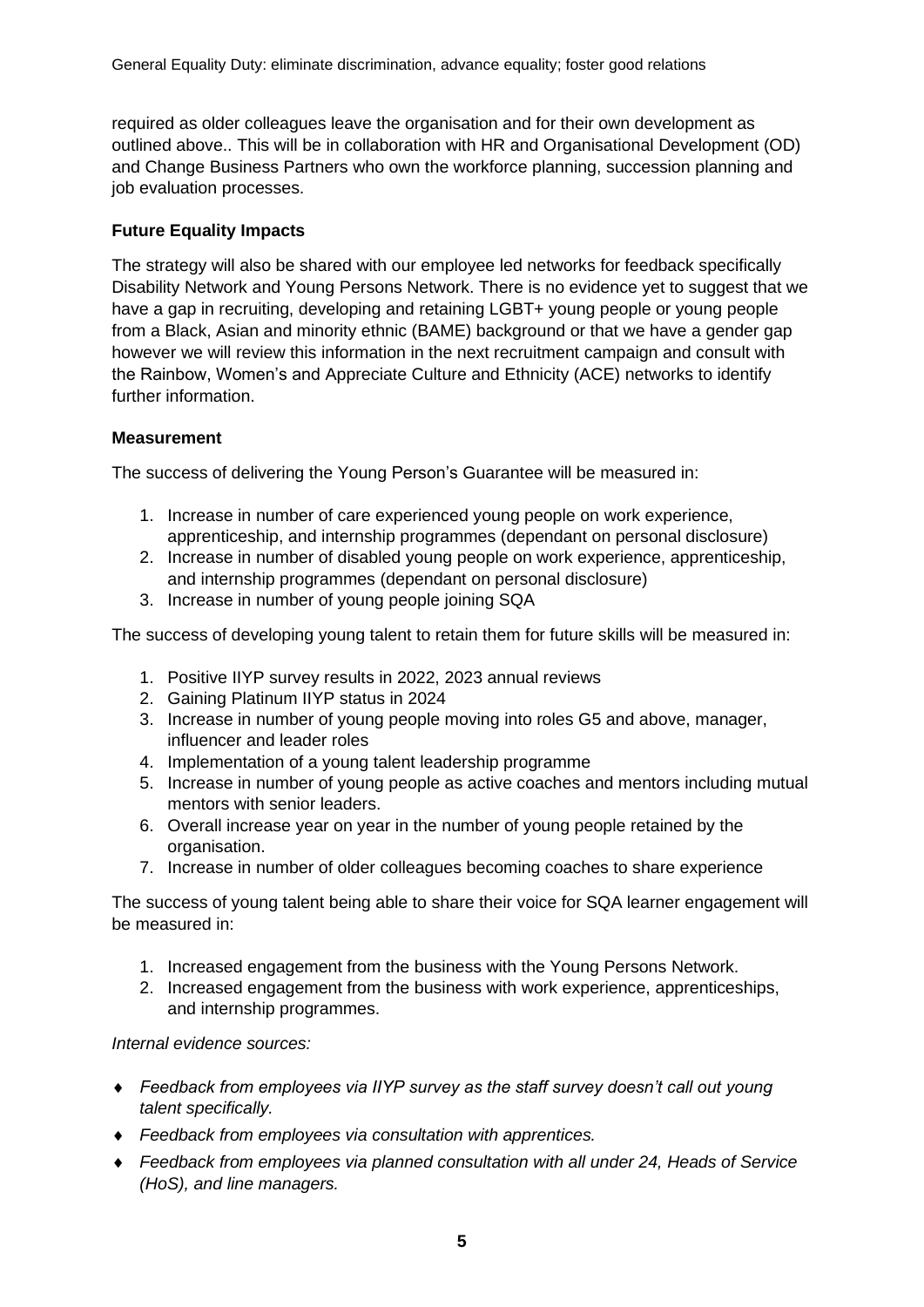required as older colleagues leave the organisation and for their own development as outlined above.. This will be in collaboration with HR and Organisational Development (OD) and Change Business Partners who own the workforce planning, succession planning and job evaluation processes.

**Future Equality Impacts**

The strategy will also be shared with our employee led networks for feedback specifically Disability Network and Young Persons Network. There is no evidence yet to suggest that we have a gap in recruiting, developing and retaining LGBT+ young people or young people from a Black, Asian and minority ethnic (BAME) background or that we have a gender gap however we will review this information in the next recruitment campaign and consult with the Rainbow, Women's and Appreciate Culture and Ethnicity (ACE) networks to identify further information.

**Measurement**

The success of delivering the Young Person's Guarantee will be measured in:

1. Increase in number of care experienced young people on work experience, apprenticeship, and internship programmes (dependant on personal disclosure)
2. Increase in number of disabled young people on work experience, apprenticeship, and internship programmes (dependant on personal disclosure)
3. Increase in number of young people joining SQA

The success of developing young talent to retain them for future skills will be measured in:

1. Positive IIYP survey results in 2022, 2023 annual reviews
2. Gaining Platinum IIYP status in 2024
3. Increase in number of young people moving into roles G5 and above, manager, influencer and leader roles
4. Implementation of a young talent leadership programme
5. Increase in number of young people as active coaches and mentors including mutual mentors with senior leaders.
6. Overall increase year on year in the number of young people retained by the organisation.
7. Increase in number of older colleagues becoming coaches to share experience

The success of young talent being able to share their voice for SQA learner engagement will be measured in:

1. Increased engagement from the business with the Young Persons Network.
2. Increased engagement from the business with work experience, apprenticeships, and internship programmes.

*Internal evidence sources:*

- *Feedback from employees via IIYP survey as the staff survey doesn't call out young talent specifically.*
- *Feedback from employees via consultation with apprentices.*
- *Feedback from employees via planned consultation with all under 24, Heads of Service (HoS), and line managers.*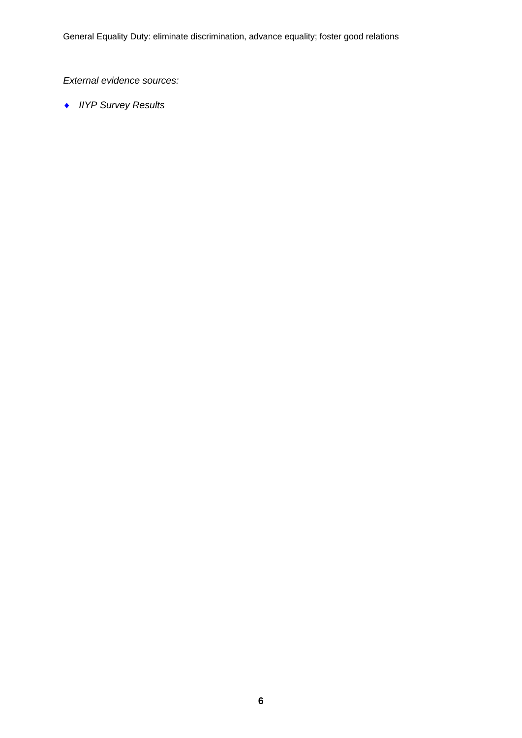*External evidence sources:*

- *IIYP Survey Results*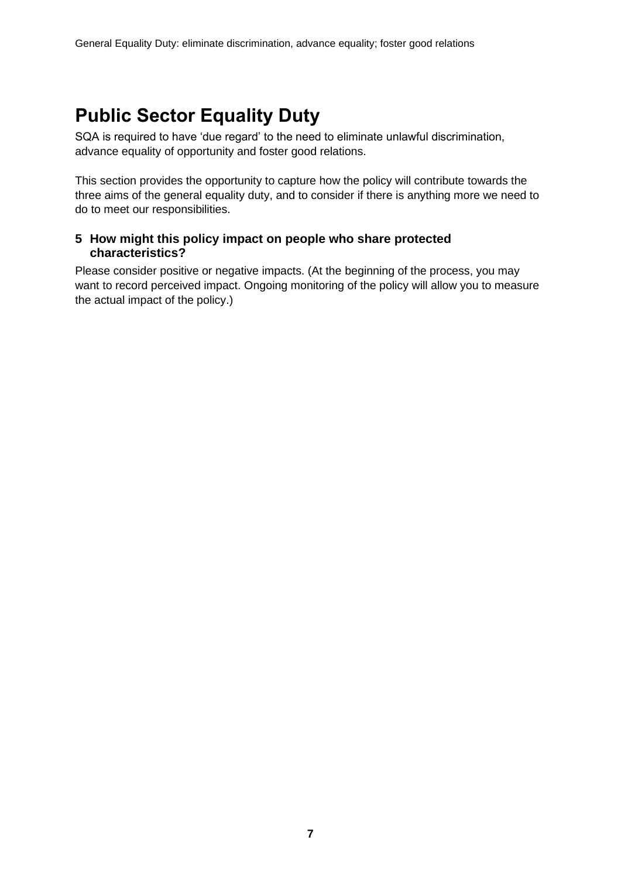# Public Sector Equality Duty

SQA is required to have 'due regard' to the need to eliminate unlawful discrimination, advance equality of opportunity and foster good relations.

This section provides the opportunity to capture how the policy will contribute towards the three aims of the general equality duty, and to consider if there is anything more we need to do to meet our responsibilities.

### 5 How might this policy impact on people who share protected characteristics?

Please consider positive or negative impacts. (At the beginning of the process, you may want to record perceived impact. Ongoing monitoring of the policy will allow you to measure the actual impact of the policy.)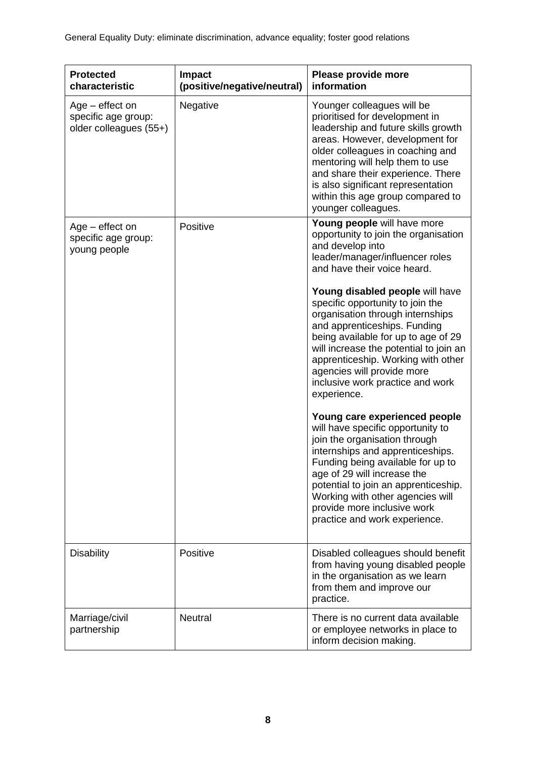General Equality Duty: eliminate discrimination, advance equality; foster good relations

| Protected characteristic | Impact (positive/negative/neutral) | Please provide more information |
|---|---|---|
| Age – effect on specific age group: older colleagues (55+) | Negative | Younger colleagues will be prioritised for development in leadership and future skills growth areas. However, development for older colleagues in coaching and mentoring will help them to use and share their experience. There is also significant representation within this age group compared to younger colleagues. |
| Age – effect on specific age group: young people | Positive | **Young people** will have more opportunity to join the organisation and develop into leader/manager/influencer roles and have their voice heard.<br><br>**Young disabled people** will have specific opportunity to join the organisation through internships and apprenticeships. Funding being available for up to age of 29 will increase the potential to join an apprenticeship. Working with other agencies will provide more inclusive work practice and work experience.<br><br>**Young care experienced people** will have specific opportunity to join the organisation through internships and apprenticeships. Funding being available for up to age of 29 will increase the potential to join an apprenticeship. Working with other agencies will provide more inclusive work practice and work experience. |
| Disability | Positive | Disabled colleagues should benefit from having young disabled people in the organisation as we learn from them and improve our practice. |
| Marriage/civil partnership | Neutral | There is no current data available or employee networks in place to inform decision making. |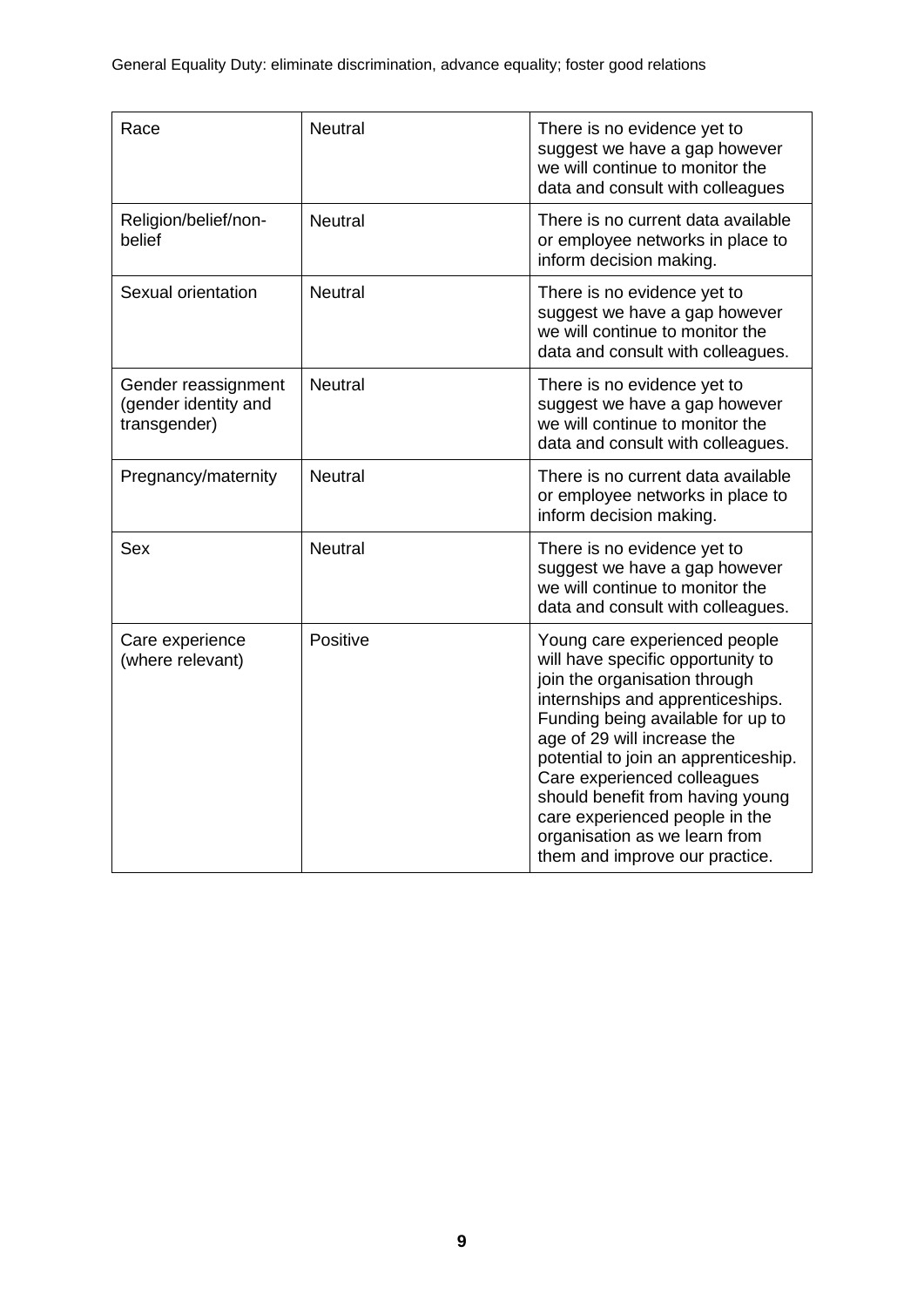| | | |
|---|---|---|
| Race | Neutral | There is no evidence yet to suggest we have a gap however we will continue to monitor the data and consult with colleagues |
| Religion/belief/non-belief | Neutral | There is no current data available or employee networks in place to inform decision making. |
| Sexual orientation | Neutral | There is no evidence yet to suggest we have a gap however we will continue to monitor the data and consult with colleagues. |
| Gender reassignment (gender identity and transgender) | Neutral | There is no evidence yet to suggest we have a gap however we will continue to monitor the data and consult with colleagues. |
| Pregnancy/maternity | Neutral | There is no current data available or employee networks in place to inform decision making. |
| Sex | Neutral | There is no evidence yet to suggest we have a gap however we will continue to monitor the data and consult with colleagues. |
| Care experience (where relevant) | Positive | Young care experienced people will have specific opportunity to join the organisation through internships and apprenticeships. Funding being available for up to age of 29 will increase the potential to join an apprenticeship. Care experienced colleagues should benefit from having young care experienced people in the organisation as we learn from them and improve our practice. |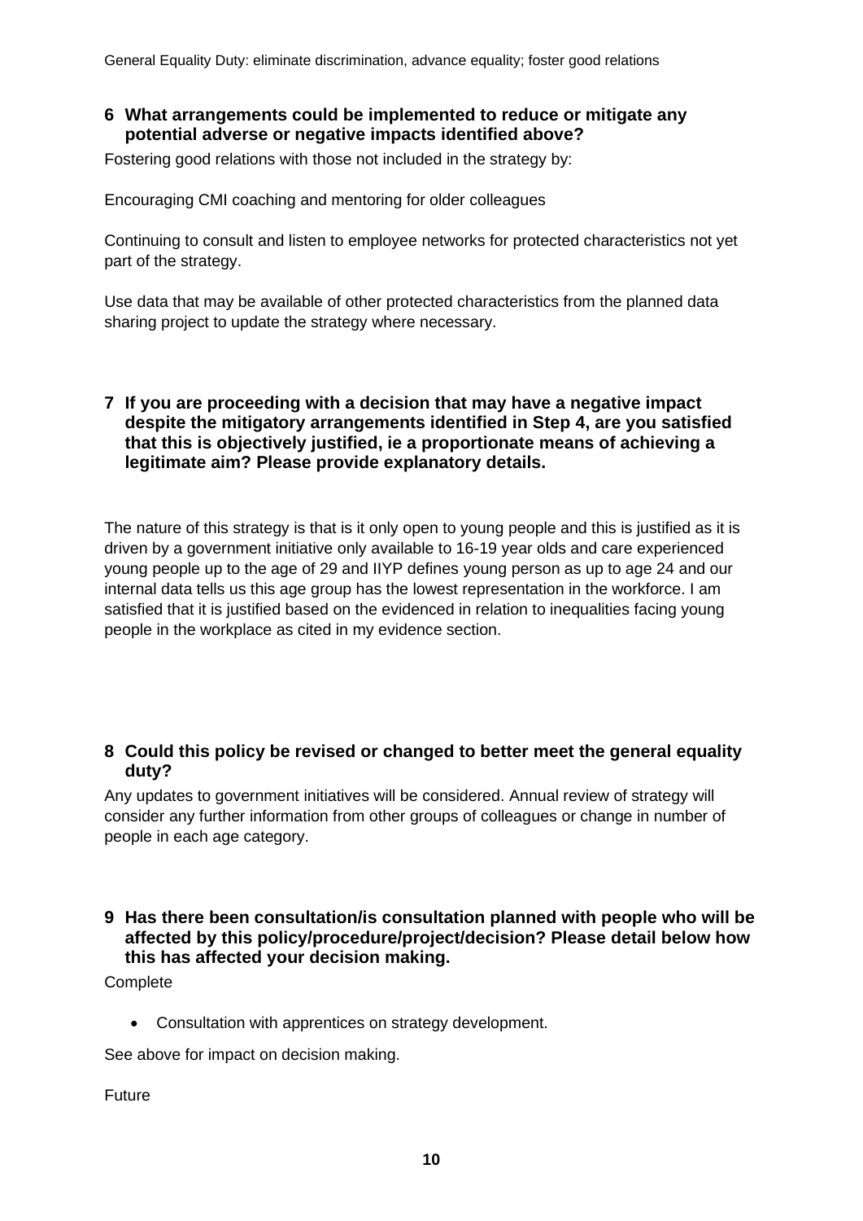## 6 What arrangements could be implemented to reduce or mitigate any potential adverse or negative impacts identified above?

Fostering good relations with those not included in the strategy by:

Encouraging CMI coaching and mentoring for older colleagues

Continuing to consult and listen to employee networks for protected characteristics not yet part of the strategy.

Use data that may be available of other protected characteristics from the planned data sharing project to update the strategy where necessary.

## 7 If you are proceeding with a decision that may have a negative impact despite the mitigatory arrangements identified in Step 4, are you satisfied that this is objectively justified, ie a proportionate means of achieving a legitimate aim? Please provide explanatory details.

The nature of this strategy is that is it only open to young people and this is justified as it is driven by a government initiative only available to 16-19 year olds and care experienced young people up to the age of 29 and IIYP defines young person as up to age 24 and our internal data tells us this age group has the lowest representation in the workforce. I am satisfied that it is justified based on the evidenced in relation to inequalities facing young people in the workplace as cited in my evidence section.

## 8 Could this policy be revised or changed to better meet the general equality duty?

Any updates to government initiatives will be considered. Annual review of strategy will consider any further information from other groups of colleagues or change in number of people in each age category.

## 9 Has there been consultation/is consultation planned with people who will be affected by this policy/procedure/project/decision? Please detail below how this has affected your decision making.

Complete

- Consultation with apprentices on strategy development.

See above for impact on decision making.

Future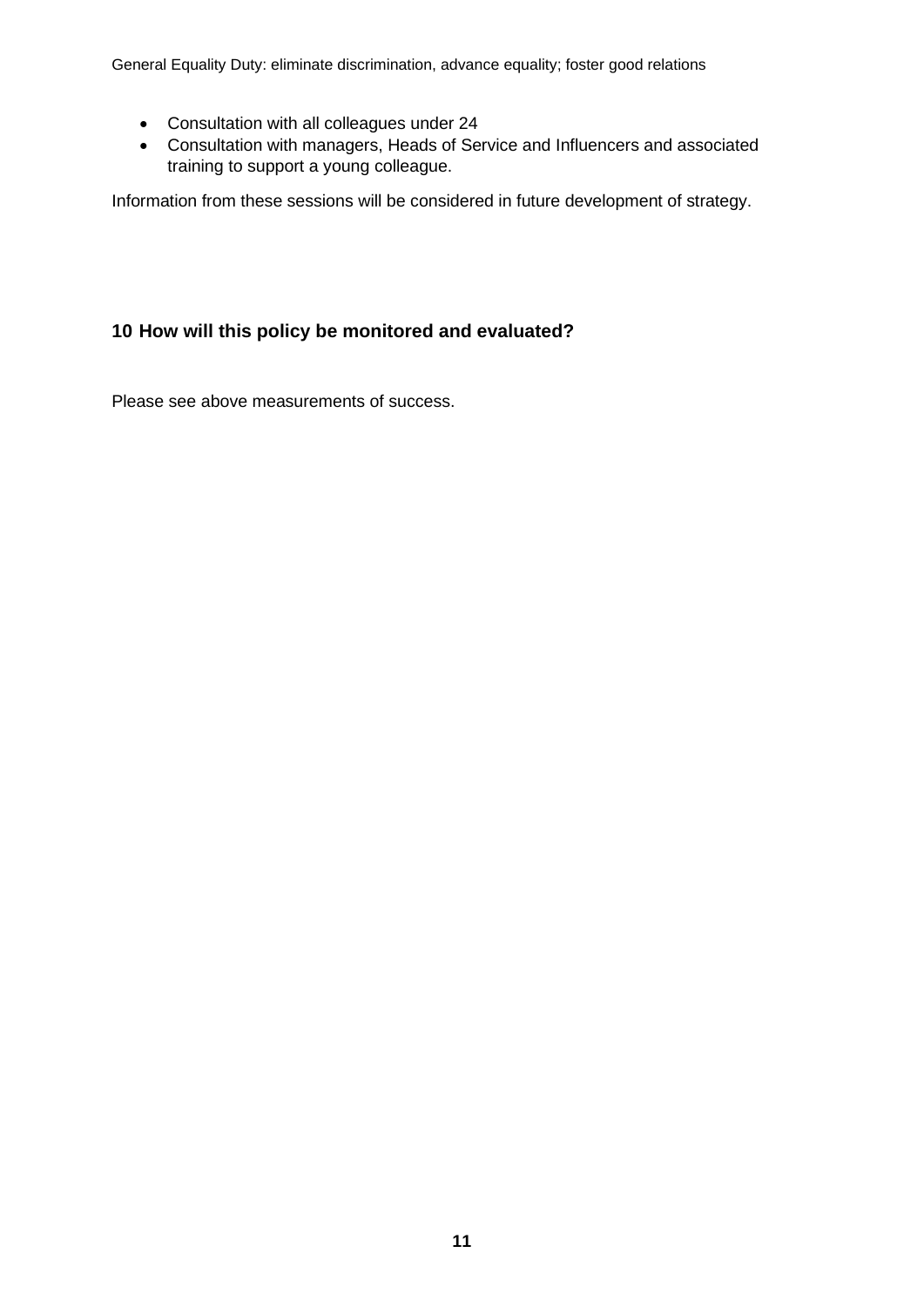General Equality Duty: eliminate discrimination, advance equality; foster good relations

- Consultation with all colleagues under 24
- Consultation with managers, Heads of Service and Influencers and associated training to support a young colleague.

Information from these sessions will be considered in future development of strategy.

## 10 How will this policy be monitored and evaluated?

Please see above measurements of success.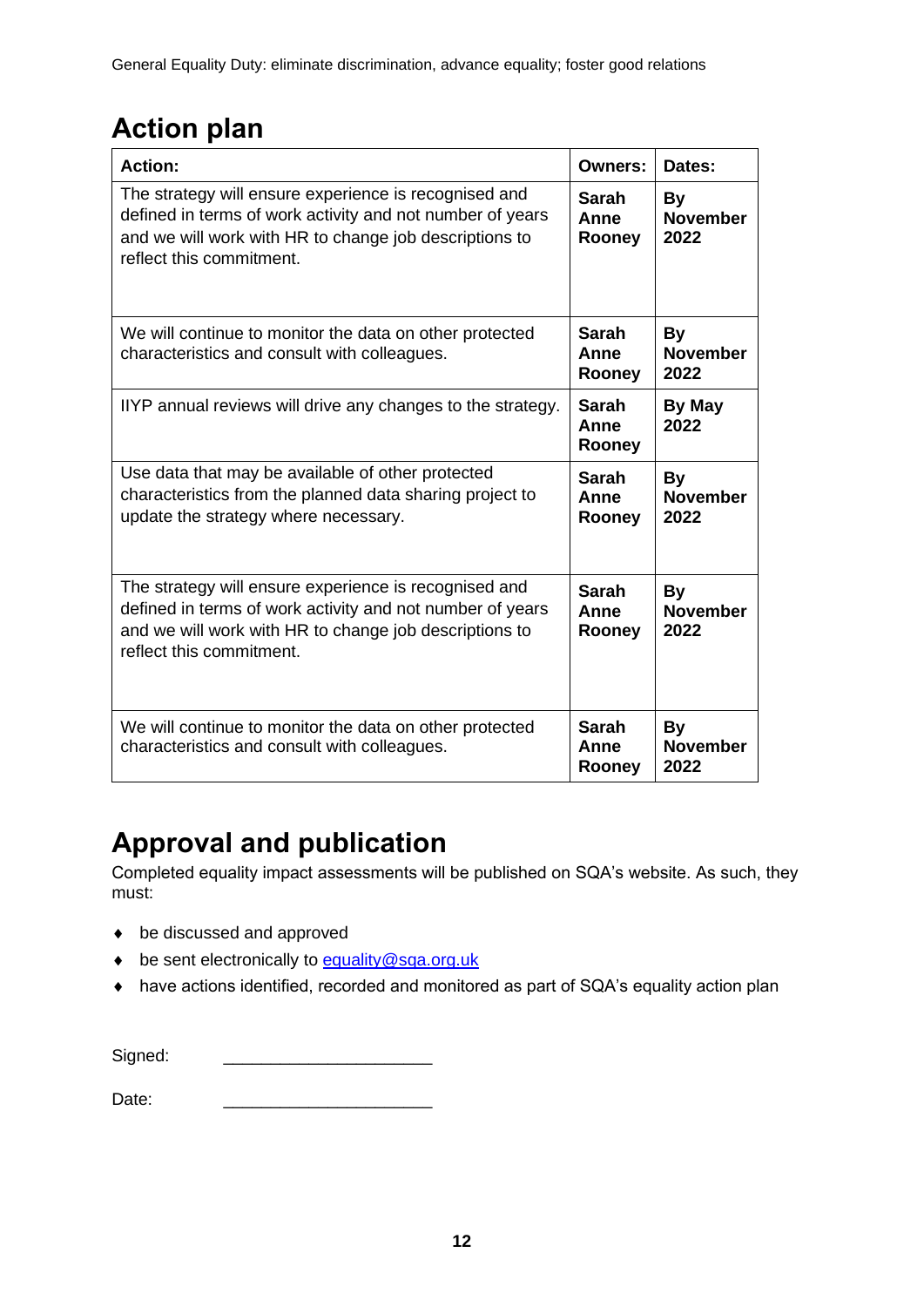General Equality Duty: eliminate discrimination, advance equality; foster good relations

## Action plan

| Action: | Owners: | Dates: |
|---|---|---|
| The strategy will ensure experience is recognised and defined in terms of work activity and not number of years and we will work with HR to change job descriptions to reflect this commitment. | **Sarah Anne Rooney** | **By November 2022** |
| We will continue to monitor the data on other protected characteristics and consult with colleagues. | **Sarah Anne Rooney** | **By November 2022** |
| IIYP annual reviews will drive any changes to the strategy. | **Sarah Anne Rooney** | **By May 2022** |
| Use data that may be available of other protected characteristics from the planned data sharing project to update the strategy where necessary. | **Sarah Anne Rooney** | **By November 2022** |
| The strategy will ensure experience is recognised and defined in terms of work activity and not number of years and we will work with HR to change job descriptions to reflect this commitment. | **Sarah Anne Rooney** | **By November 2022** |
| We will continue to monitor the data on other protected characteristics and consult with colleagues. | **Sarah Anne Rooney** | **By November 2022** |

## Approval and publication

Completed equality impact assessments will be published on SQA's website. As such, they must:

- be discussed and approved
- be sent electronically to equality@sqa.org.uk
- have actions identified, recorded and monitored as part of SQA's equality action plan

Signed: ______________________

Date: ______________________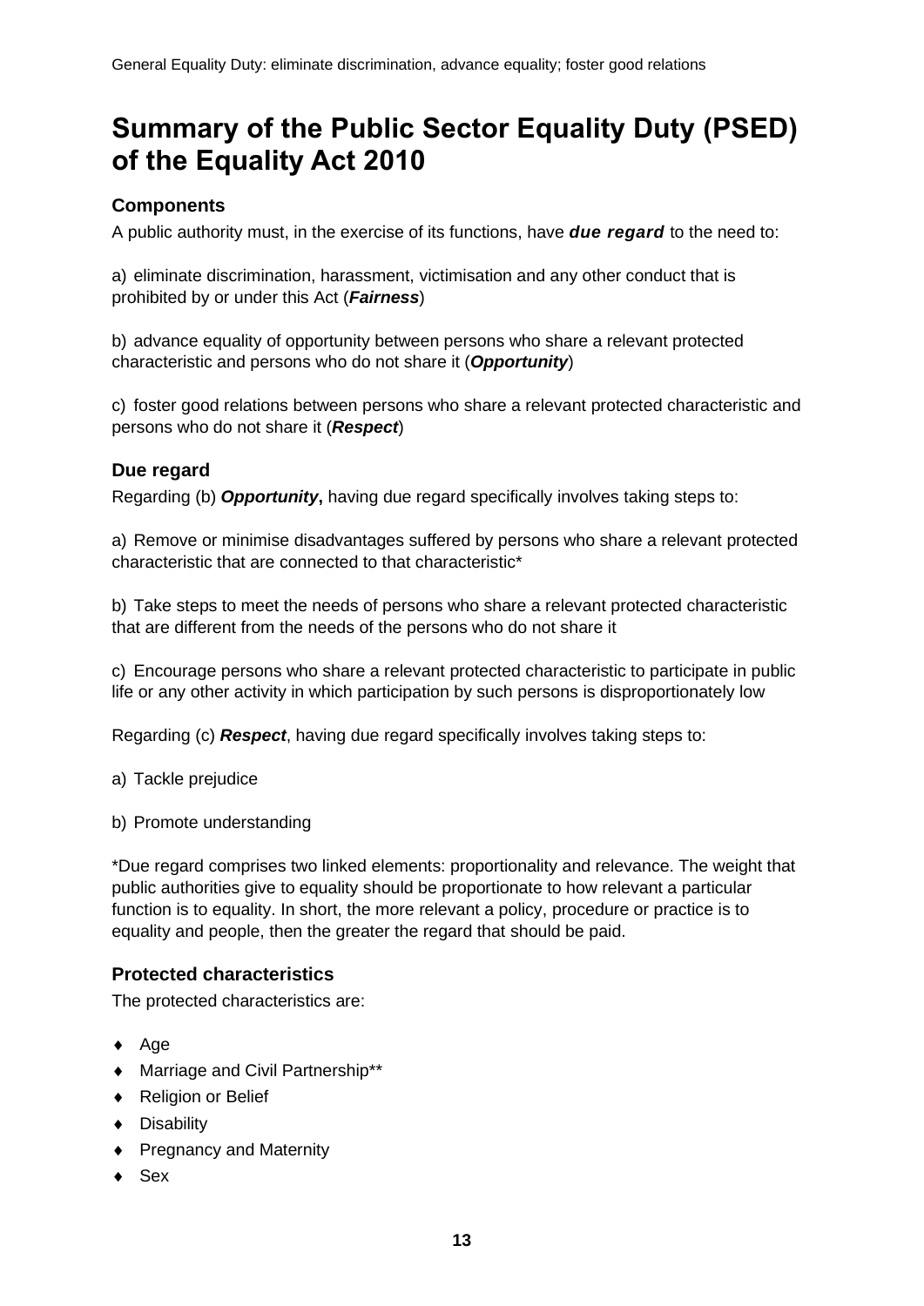# Summary of the Public Sector Equality Duty (PSED) of the Equality Act 2010

### Components

A public authority must, in the exercise of its functions, have ***due regard*** to the need to:

a) eliminate discrimination, harassment, victimisation and any other conduct that is prohibited by or under this Act (***Fairness***)

b) advance equality of opportunity between persons who share a relevant protected characteristic and persons who do not share it (***Opportunity***)

c) foster good relations between persons who share a relevant protected characteristic and persons who do not share it (***Respect***)

### Due regard

Regarding (b) ***Opportunity*****,** having due regard specifically involves taking steps to:

a) Remove or minimise disadvantages suffered by persons who share a relevant protected characteristic that are connected to that characteristic*

b) Take steps to meet the needs of persons who share a relevant protected characteristic that are different from the needs of the persons who do not share it

c) Encourage persons who share a relevant protected characteristic to participate in public life or any other activity in which participation by such persons is disproportionately low

Regarding (c) ***Respect***, having due regard specifically involves taking steps to:

a) Tackle prejudice

b) Promote understanding

*Due regard comprises two linked elements: proportionality and relevance. The weight that public authorities give to equality should be proportionate to how relevant a particular function is to equality. In short, the more relevant a policy, procedure or practice is to equality and people, then the greater the regard that should be paid.

### Protected characteristics

The protected characteristics are:

- Age
- Marriage and Civil Partnership**
- Religion or Belief
- Disability
- Pregnancy and Maternity
- Sex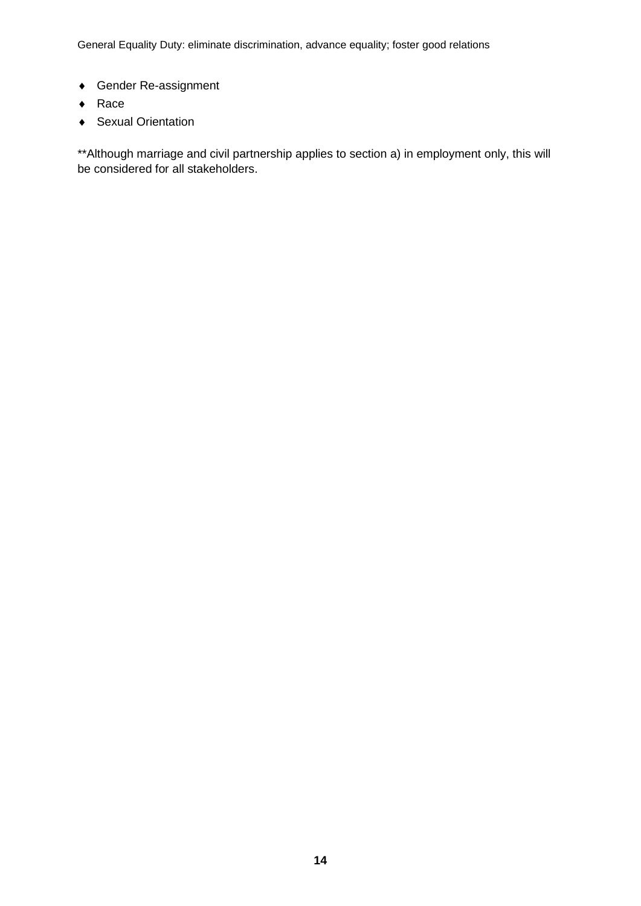- Gender Re-assignment
- Race
- Sexual Orientation

**Although marriage and civil partnership applies to section a) in employment only, this will be considered for all stakeholders.